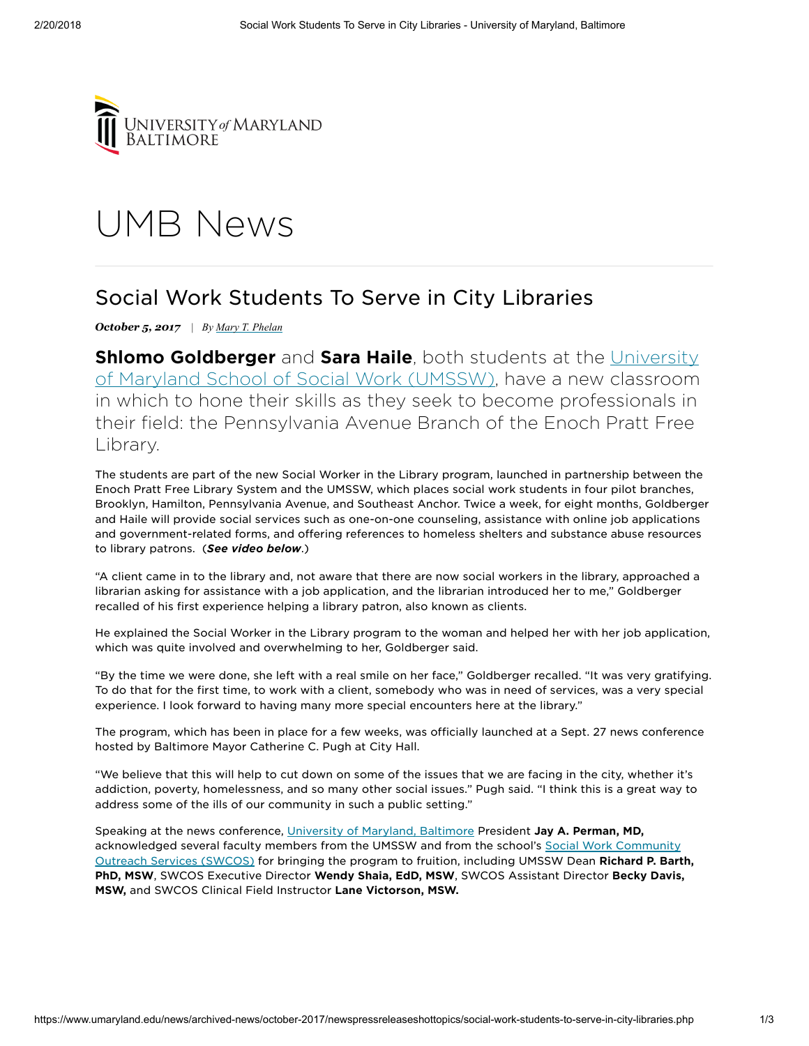UNIVERSITY *of* MARYLAND BALTIMORE

# UMB News

## Social Work Students To Serve in City Libraries

***October 5, 2017*** | *By Mary T. Phelan*

**Shlomo Goldberger** and **Sara Haile**, both students at the University of Maryland School of Social Work (UMSSW), have a new classroom in which to hone their skills as they seek to become professionals in their field: the Pennsylvania Avenue Branch of the Enoch Pratt Free Library.

The students are part of the new Social Worker in the Library program, launched in partnership between the Enoch Pratt Free Library System and the UMSSW, which places social work students in four pilot branches, Brooklyn, Hamilton, Pennsylvania Avenue, and Southeast Anchor. Twice a week, for eight months, Goldberger and Haile will provide social services such as one-on-one counseling, assistance with online job applications and government-related forms, and offering references to homeless shelters and substance abuse resources to library patrons. (***See video below***.)

"A client came in to the library and, not aware that there are now social workers in the library, approached a librarian asking for assistance with a job application, and the librarian introduced her to me," Goldberger recalled of his first experience helping a library patron, also known as clients.

He explained the Social Worker in the Library program to the woman and helped her with her job application, which was quite involved and overwhelming to her, Goldberger said.

"By the time we were done, she left with a real smile on her face," Goldberger recalled. "It was very gratifying. To do that for the first time, to work with a client, somebody who was in need of services, was a very special experience. I look forward to having many more special encounters here at the library."

The program, which has been in place for a few weeks, was officially launched at a Sept. 27 news conference hosted by Baltimore Mayor Catherine C. Pugh at City Hall.

"We believe that this will help to cut down on some of the issues that we are facing in the city, whether it's addiction, poverty, homelessness, and so many other social issues." Pugh said. "I think this is a great way to address some of the ills of our community in such a public setting."

Speaking at the news conference, University of Maryland, Baltimore President **Jay A. Perman, MD,** acknowledged several faculty members from the UMSSW and from the school's Social Work Community Outreach Services (SWCOS) for bringing the program to fruition, including UMSSW Dean **Richard P. Barth, PhD, MSW**, SWCOS Executive Director **Wendy Shaia, EdD, MSW**, SWCOS Assistant Director **Becky Davis, MSW,** and SWCOS Clinical Field Instructor **Lane Victorson, MSW.**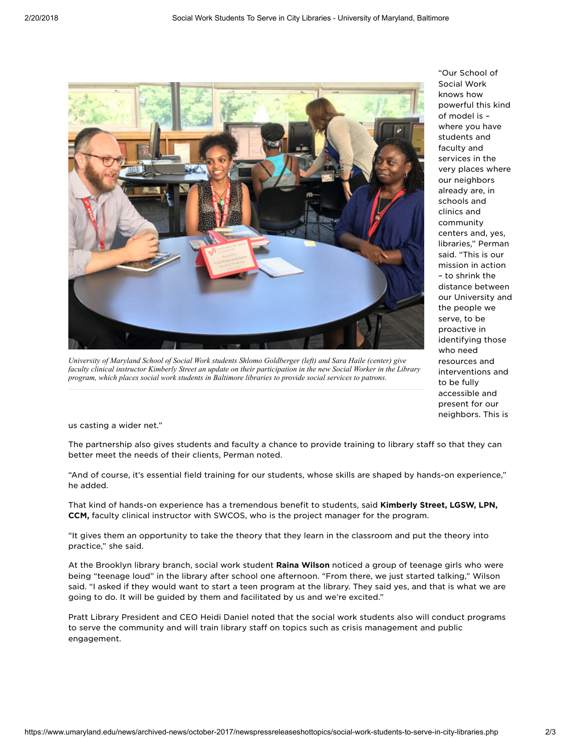University of Maryland School of Social Work students Shlomo Goldberger (left) and Sara Haile (center) give faculty clinical instructor Kimberly Street an update on their participation in the new Social Worker in the Library program, which places social work students in Baltimore libraries to provide social services to patrons.

"Our School of Social Work knows how powerful this kind of model is – where you have students and faculty and services in the very places where our neighbors already are, in schools and clinics and community centers and, yes, libraries," Perman said. "This is our mission in action – to shrink the distance between our University and the people we serve, to be proactive in identifying those who need resources and interventions and to be fully accessible and present for our neighbors. This is us casting a wider net."

The partnership also gives students and faculty a chance to provide training to library staff so that they can better meet the needs of their clients, Perman noted.

"And of course, it's essential field training for our students, whose skills are shaped by hands-on experience," he added.

That kind of hands-on experience has a tremendous benefit to students, said **Kimberly Street, LGSW, LPN, CCM,** faculty clinical instructor with SWCOS, who is the project manager for the program.

"It gives them an opportunity to take the theory that they learn in the classroom and put the theory into practice," she said.

At the Brooklyn library branch, social work student **Raina Wilson** noticed a group of teenage girls who were being "teenage loud" in the library after school one afternoon. "From there, we just started talking," Wilson said. "I asked if they would want to start a teen program at the library. They said yes, and that is what we are going to do. It will be guided by them and facilitated by us and we're excited."

Pratt Library President and CEO Heidi Daniel noted that the social work students also will conduct programs to serve the community and will train library staff on topics such as crisis management and public engagement.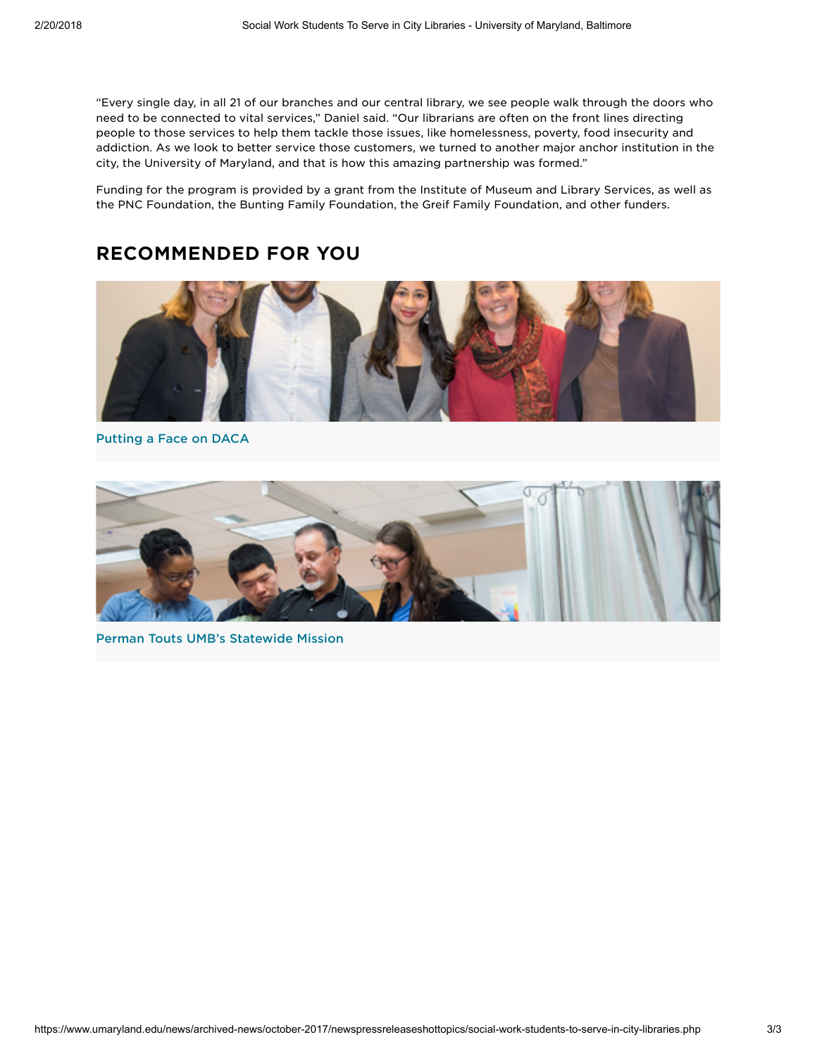“Every single day, in all 21 of our branches and our central library, we see people walk through the doors who need to be connected to vital services,” Daniel said. “Our librarians are often on the front lines directing people to those services to help them tackle those issues, like homelessness, poverty, food insecurity and addiction. As we look to better service those customers, we turned to another major anchor institution in the city, the University of Maryland, and that is how this amazing partnership was formed.”

Funding for the program is provided by a grant from the Institute of Museum and Library Services, as well as the PNC Foundation, the Bunting Family Foundation, the Greif Family Foundation, and other funders.

## RECOMMENDED FOR YOU

Putting a Face on DACA

Perman Touts UMB’s Statewide Mission